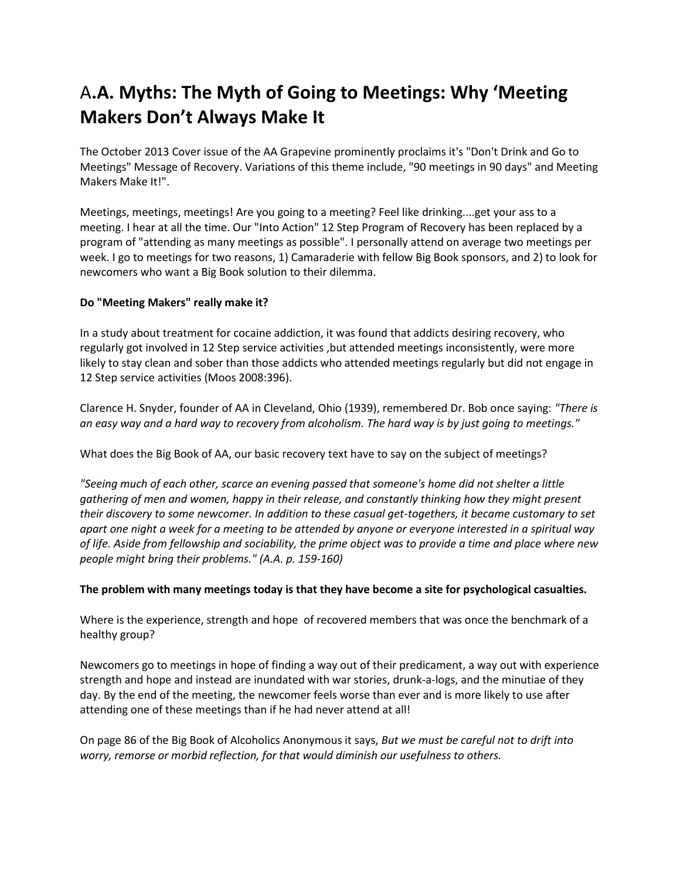# A.A. Myths: The Myth of Going to Meetings: Why 'Meeting Makers Don't Always Make It

The October 2013 Cover issue of the AA Grapevine prominently proclaims it's "Don't Drink and Go to Meetings" Message of Recovery. Variations of this theme include, "90 meetings in 90 days" and Meeting Makers Make It!".

Meetings, meetings, meetings! Are you going to a meeting? Feel like drinking....get your ass to a meeting. I hear at all the time. Our "Into Action" 12 Step Program of Recovery has been replaced by a program of "attending as many meetings as possible". I personally attend on average two meetings per week. I go to meetings for two reasons, 1) Camaraderie with fellow Big Book sponsors, and 2) to look for newcomers who want a Big Book solution to their dilemma.

**Do "Meeting Makers" really make it?**

In a study about treatment for cocaine addiction, it was found that addicts desiring recovery, who regularly got involved in 12 Step service activities ,but attended meetings inconsistently, were more likely to stay clean and sober than those addicts who attended meetings regularly but did not engage in 12 Step service activities (Moos 2008:396).

Clarence H. Snyder, founder of AA in Cleveland, Ohio (1939), remembered Dr. Bob once saying: *"There is an easy way and a hard way to recovery from alcoholism. The hard way is by just going to meetings."*

What does the Big Book of AA, our basic recovery text have to say on the subject of meetings?

*"Seeing much of each other, scarce an evening passed that someone's home did not shelter a little gathering of men and women, happy in their release, and constantly thinking how they might present their discovery to some newcomer. In addition to these casual get-togethers, it became customary to set apart one night a week for a meeting to be attended by anyone or everyone interested in a spiritual way of life. Aside from fellowship and sociability, the prime object was to provide a time and place where new people might bring their problems." (A.A. p. 159-160)*

**The problem with many meetings today is that they have become a site for psychological casualties.**

Where is the experience, strength and hope of recovered members that was once the benchmark of a healthy group?

Newcomers go to meetings in hope of finding a way out of their predicament, a way out with experience strength and hope and instead are inundated with war stories, drunk-a-logs, and the minutiae of they day. By the end of the meeting, the newcomer feels worse than ever and is more likely to use after attending one of these meetings than if he had never attend at all!

On page 86 of the Big Book of Alcoholics Anonymous it says, *But we must be careful not to drift into worry, remorse or morbid reflection, for that would diminish our usefulness to others.*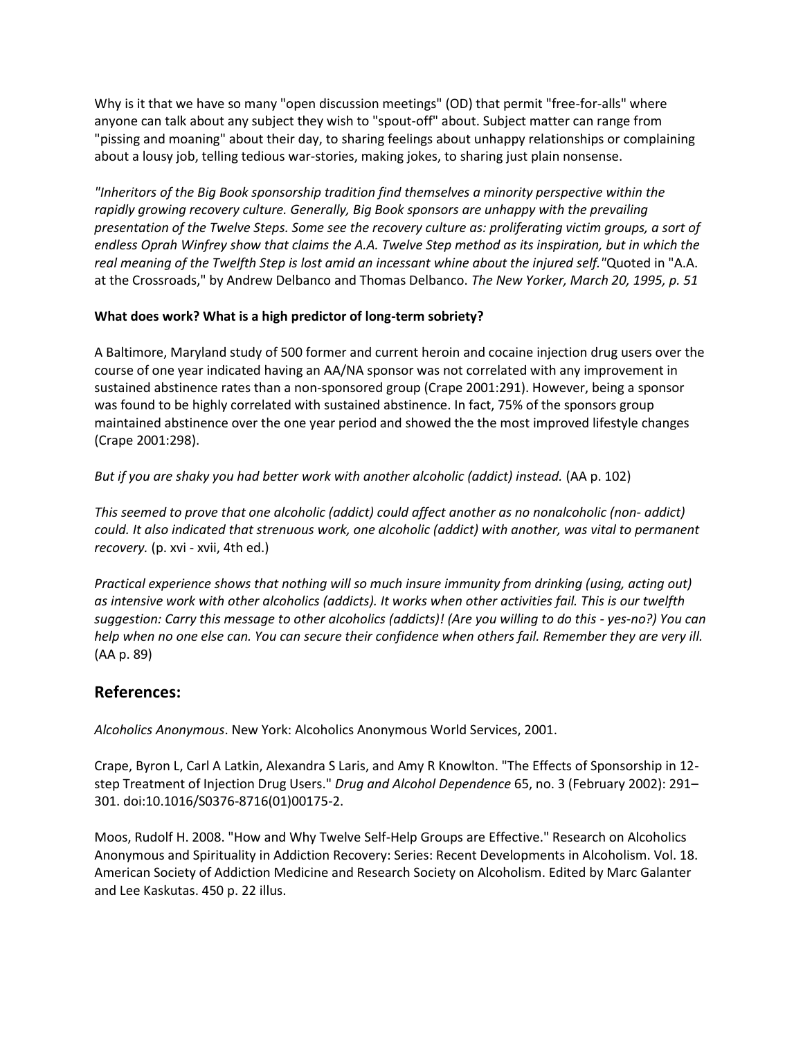Why is it that we have so many "open discussion meetings" (OD) that permit "free-for-alls" where anyone can talk about any subject they wish to "spout-off" about. Subject matter can range from "pissing and moaning" about their day, to sharing feelings about unhappy relationships or complaining about a lousy job, telling tedious war-stories, making jokes, to sharing just plain nonsense.

*"Inheritors of the Big Book sponsorship tradition find themselves a minority perspective within the rapidly growing recovery culture. Generally, Big Book sponsors are unhappy with the prevailing presentation of the Twelve Steps. Some see the recovery culture as: proliferating victim groups, a sort of endless Oprah Winfrey show that claims the A.A. Twelve Step method as its inspiration, but in which the real meaning of the Twelfth Step is lost amid an incessant whine about the injured self."*Quoted in "A.A. at the Crossroads," by Andrew Delbanco and Thomas Delbanco. *The New Yorker, March 20, 1995, p. 51*

**What does work? What is a high predictor of long-term sobriety?**

A Baltimore, Maryland study of 500 former and current heroin and cocaine injection drug users over the course of one year indicated having an AA/NA sponsor was not correlated with any improvement in sustained abstinence rates than a non-sponsored group (Crape 2001:291). However, being a sponsor was found to be highly correlated with sustained abstinence. In fact, 75% of the sponsors group maintained abstinence over the one year period and showed the the most improved lifestyle changes (Crape 2001:298).

*But if you are shaky you had better work with another alcoholic (addict) instead.* (AA p. 102)

*This seemed to prove that one alcoholic (addict) could affect another as no nonalcoholic (non- addict) could. It also indicated that strenuous work, one alcoholic (addict) with another, was vital to permanent recovery.* (p. xvi - xvii, 4th ed.)

*Practical experience shows that nothing will so much insure immunity from drinking (using, acting out) as intensive work with other alcoholics (addicts). It works when other activities fail. This is our twelfth suggestion: Carry this message to other alcoholics (addicts)! (Are you willing to do this - yes-no?) You can help when no one else can. You can secure their confidence when others fail. Remember they are very ill.* (AA p. 89)

## References:

*Alcoholics Anonymous*. New York: Alcoholics Anonymous World Services, 2001.

Crape, Byron L, Carl A Latkin, Alexandra S Laris, and Amy R Knowlton. "The Effects of Sponsorship in 12-step Treatment of Injection Drug Users." *Drug and Alcohol Dependence* 65, no. 3 (February 2002): 291–301. doi:10.1016/S0376-8716(01)00175-2.

Moos, Rudolf H. 2008. "How and Why Twelve Self-Help Groups are Effective." Research on Alcoholics Anonymous and Spirituality in Addiction Recovery: Series: Recent Developments in Alcoholism. Vol. 18. American Society of Addiction Medicine and Research Society on Alcoholism. Edited by Marc Galanter and Lee Kaskutas. 450 p. 22 illus.